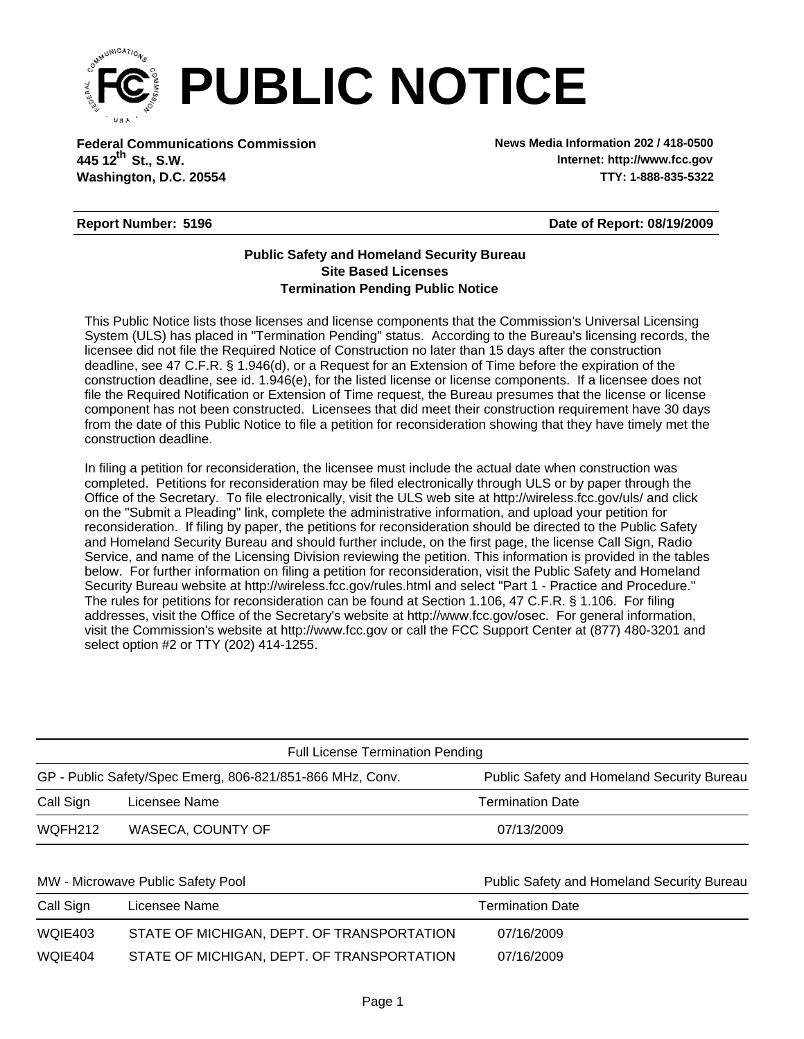# PUBLIC NOTICE

**Federal Communications Commission**
**445 12th St., S.W.**
**Washington, D.C. 20554**

**News Media Information 202 / 418-0500**
**Internet: http://www.fcc.gov**
**TTY: 1-888-835-5322**

**Report Number: 5196** | **Date of Report: 08/19/2009**

### Public Safety and Homeland Security Bureau
### Site Based Licenses
### Termination Pending Public Notice

This Public Notice lists those licenses and license components that the Commission's Universal Licensing System (ULS) has placed in "Termination Pending" status. According to the Bureau's licensing records, the licensee did not file the Required Notice of Construction no later than 15 days after the construction deadline, see 47 C.F.R. § 1.946(d), or a Request for an Extension of Time before the expiration of the construction deadline, see id. 1.946(e), for the listed license or license components. If a licensee does not file the Required Notification or Extension of Time request, the Bureau presumes that the license or license component has not been constructed. Licensees that did meet their construction requirement have 30 days from the date of this Public Notice to file a petition for reconsideration showing that they have timely met the construction deadline.

In filing a petition for reconsideration, the licensee must include the actual date when construction was completed. Petitions for reconsideration may be filed electronically through ULS or by paper through the Office of the Secretary. To file electronically, visit the ULS web site at http://wireless.fcc.gov/uls/ and click on the "Submit a Pleading" link, complete the administrative information, and upload your petition for reconsideration. If filing by paper, the petitions for reconsideration should be directed to the Public Safety and Homeland Security Bureau and should further include, on the first page, the license Call Sign, Radio Service, and name of the Licensing Division reviewing the petition. This information is provided in the tables below. For further information on filing a petition for reconsideration, visit the Public Safety and Homeland Security Bureau website at http://wireless.fcc.gov/rules.html and select "Part 1 - Practice and Procedure." The rules for petitions for reconsideration can be found at Section 1.106, 47 C.F.R. § 1.106. For filing addresses, visit the Office of the Secretary's website at http://www.fcc.gov/osec. For general information, visit the Commission's website at http://www.fcc.gov or call the FCC Support Center at (877) 480-3201 and select option #2 or TTY (202) 414-1255.

**Full License Termination Pending**

GP - Public Safety/Spec Emerg, 806-821/851-866 MHz, Conv. — Public Safety and Homeland Security Bureau

| Call Sign | Licensee Name | Termination Date |
|---|---|---|
| WQFH212 | WASECA, COUNTY OF | 07/13/2009 |

MW - Microwave Public Safety Pool — Public Safety and Homeland Security Bureau

| Call Sign | Licensee Name | Termination Date |
|---|---|---|
| WQIE403 | STATE OF MICHIGAN, DEPT. OF TRANSPORTATION | 07/16/2009 |
| WQIE404 | STATE OF MICHIGAN, DEPT. OF TRANSPORTATION | 07/16/2009 |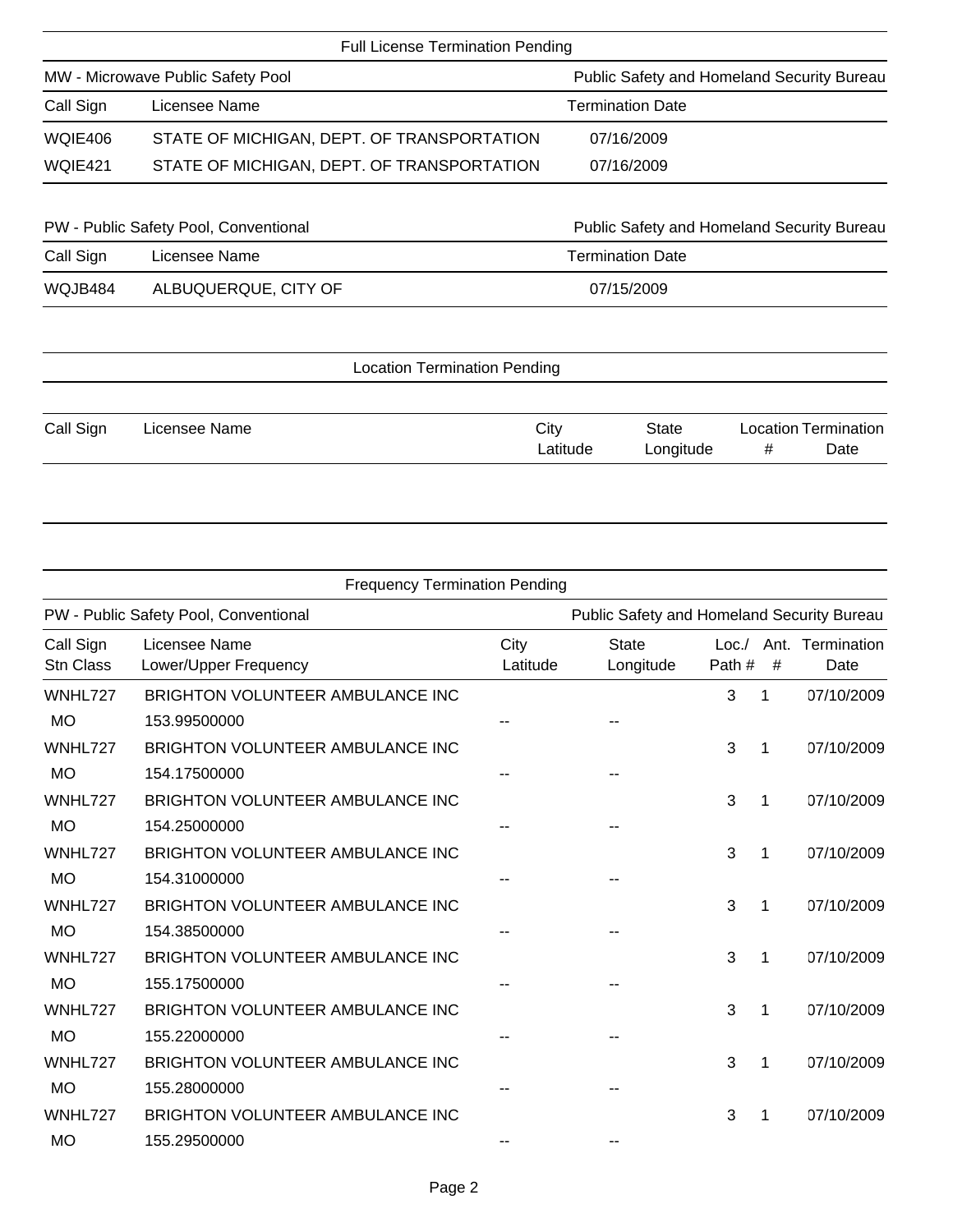## Full License Termination Pending

**MW - Microwave Public Safety Pool** — Public Safety and Homeland Security Bureau

| Call Sign | Licensee Name | Termination Date |
|---|---|---|
| WQIE406 | STATE OF MICHIGAN, DEPT. OF TRANSPORTATION | 07/16/2009 |
| WQIE421 | STATE OF MICHIGAN, DEPT. OF TRANSPORTATION | 07/16/2009 |

**PW - Public Safety Pool, Conventional** — Public Safety and Homeland Security Bureau

| Call Sign | Licensee Name | Termination Date |
|---|---|---|
| WQJB484 | ALBUQUERQUE, CITY OF | 07/15/2009 |

## Location Termination Pending

| Call Sign | Licensee Name | City / Latitude | State / Longitude | Location # | Termination Date |
|---|---|---|---|---|---|

## Frequency Termination Pending

**PW - Public Safety Pool, Conventional** — Public Safety and Homeland Security Bureau

| Call Sign / Stn Class | Licensee Name / Lower/Upper Frequency | City / Latitude | State / Longitude | Loc./ Path # | Ant. # | Termination Date |
|---|---|---|---|---|---|---|
| WNHL727 | BRIGHTON VOLUNTEER AMBULANCE INC | | | 3 | 1 | 07/10/2009 |
| MO | 153.99500000 | -- | -- | | | |
| WNHL727 | BRIGHTON VOLUNTEER AMBULANCE INC | | | 3 | 1 | 07/10/2009 |
| MO | 154.17500000 | -- | -- | | | |
| WNHL727 | BRIGHTON VOLUNTEER AMBULANCE INC | | | 3 | 1 | 07/10/2009 |
| MO | 154.25000000 | -- | -- | | | |
| WNHL727 | BRIGHTON VOLUNTEER AMBULANCE INC | | | 3 | 1 | 07/10/2009 |
| MO | 154.31000000 | -- | -- | | | |
| WNHL727 | BRIGHTON VOLUNTEER AMBULANCE INC | | | 3 | 1 | 07/10/2009 |
| MO | 154.38500000 | -- | -- | | | |
| WNHL727 | BRIGHTON VOLUNTEER AMBULANCE INC | | | 3 | 1 | 07/10/2009 |
| MO | 155.17500000 | -- | -- | | | |
| WNHL727 | BRIGHTON VOLUNTEER AMBULANCE INC | | | 3 | 1 | 07/10/2009 |
| MO | 155.22000000 | -- | -- | | | |
| WNHL727 | BRIGHTON VOLUNTEER AMBULANCE INC | | | 3 | 1 | 07/10/2009 |
| MO | 155.28000000 | -- | -- | | | |
| WNHL727 | BRIGHTON VOLUNTEER AMBULANCE INC | | | 3 | 1 | 07/10/2009 |
| MO | 155.29500000 | -- | -- | | | |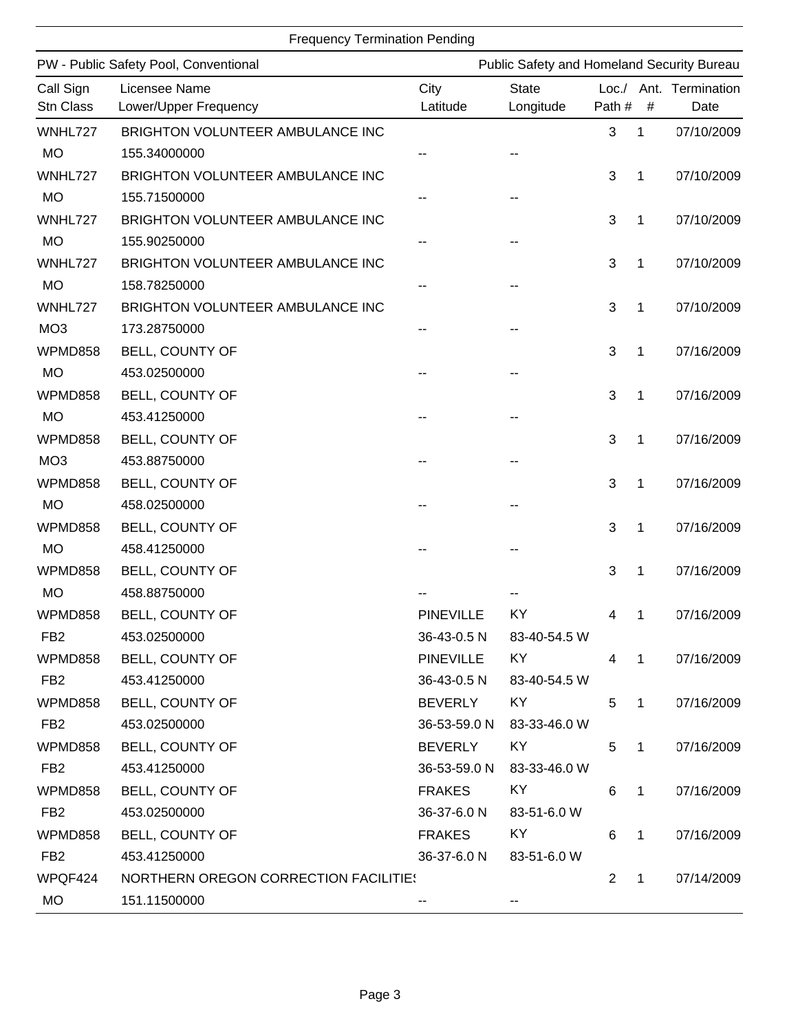Frequency Termination Pending

PW - Public Safety Pool, Conventional | Public Safety and Homeland Security Bureau

| Call Sign<br>Stn Class | Licensee Name<br>Lower/Upper Frequency | City<br>Latitude | State<br>Longitude | Loc./<br>Path # | Ant.<br>#| Termination<br>Date |
|---|---|---|---|---|---|---|
| WNHL727<br>MO | BRIGHTON VOLUNTEER AMBULANCE INC<br>155.34000000 | --| --| 3 | 1 | 07/10/2009 |
| WNHL727<br>MO | BRIGHTON VOLUNTEER AMBULANCE INC<br>155.71500000 | --| --| 3 | 1 | 07/10/2009 |
| WNHL727<br>MO | BRIGHTON VOLUNTEER AMBULANCE INC<br>155.90250000 | --| --| 3 | 1 | 07/10/2009 |
| WNHL727<br>MO | BRIGHTON VOLUNTEER AMBULANCE INC<br>158.78250000 | --| --| 3 | 1 | 07/10/2009 |
| WNHL727<br>MO3 | BRIGHTON VOLUNTEER AMBULANCE INC<br>173.28750000 | --| --| 3 | 1 | 07/10/2009 |
| WPMD858<br>MO | BELL, COUNTY OF<br>453.02500000 | --| --| 3 | 1 | 07/16/2009 |
| WPMD858<br>MO | BELL, COUNTY OF<br>453.41250000 | --| --| 3 | 1 | 07/16/2009 |
| WPMD858<br>MO3 | BELL, COUNTY OF<br>453.88750000 | --| --| 3 | 1 | 07/16/2009 |
| WPMD858<br>MO | BELL, COUNTY OF<br>458.02500000 | --| --| 3 | 1 | 07/16/2009 |
| WPMD858<br>MO | BELL, COUNTY OF<br>458.41250000 | --| --| 3 | 1 | 07/16/2009 |
| WPMD858<br>MO | BELL, COUNTY OF<br>458.88750000 | --| --| 3 | 1 | 07/16/2009 |
| WPMD858<br>FB2 | BELL, COUNTY OF<br>453.02500000 | PINEVILLE<br>36-43-0.5 N | KY<br>83-40-54.5 W | 4 | 1 | 07/16/2009 |
| WPMD858<br>FB2 | BELL, COUNTY OF<br>453.41250000 | PINEVILLE<br>36-43-0.5 N | KY<br>83-40-54.5 W | 4 | 1 | 07/16/2009 |
| WPMD858<br>FB2 | BELL, COUNTY OF<br>453.02500000 | BEVERLY<br>36-53-59.0 N | KY<br>83-33-46.0 W | 5 | 1 | 07/16/2009 |
| WPMD858<br>FB2 | BELL, COUNTY OF<br>453.41250000 | BEVERLY<br>36-53-59.0 N | KY<br>83-33-46.0 W | 5 | 1 | 07/16/2009 |
| WPMD858<br>FB2 | BELL, COUNTY OF<br>453.02500000 | FRAKES<br>36-37-6.0 N | KY<br>83-51-6.0 W | 6 | 1 | 07/16/2009 |
| WPMD858<br>FB2 | BELL, COUNTY OF<br>453.41250000 | FRAKES<br>36-37-6.0 N | KY<br>83-51-6.0 W | 6 | 1 | 07/16/2009 |
| WPQF424<br>MO | NORTHERN OREGON CORRECTION FACILITIES<br>151.11500000 | --| --| 2 | 1 | 07/14/2009 |